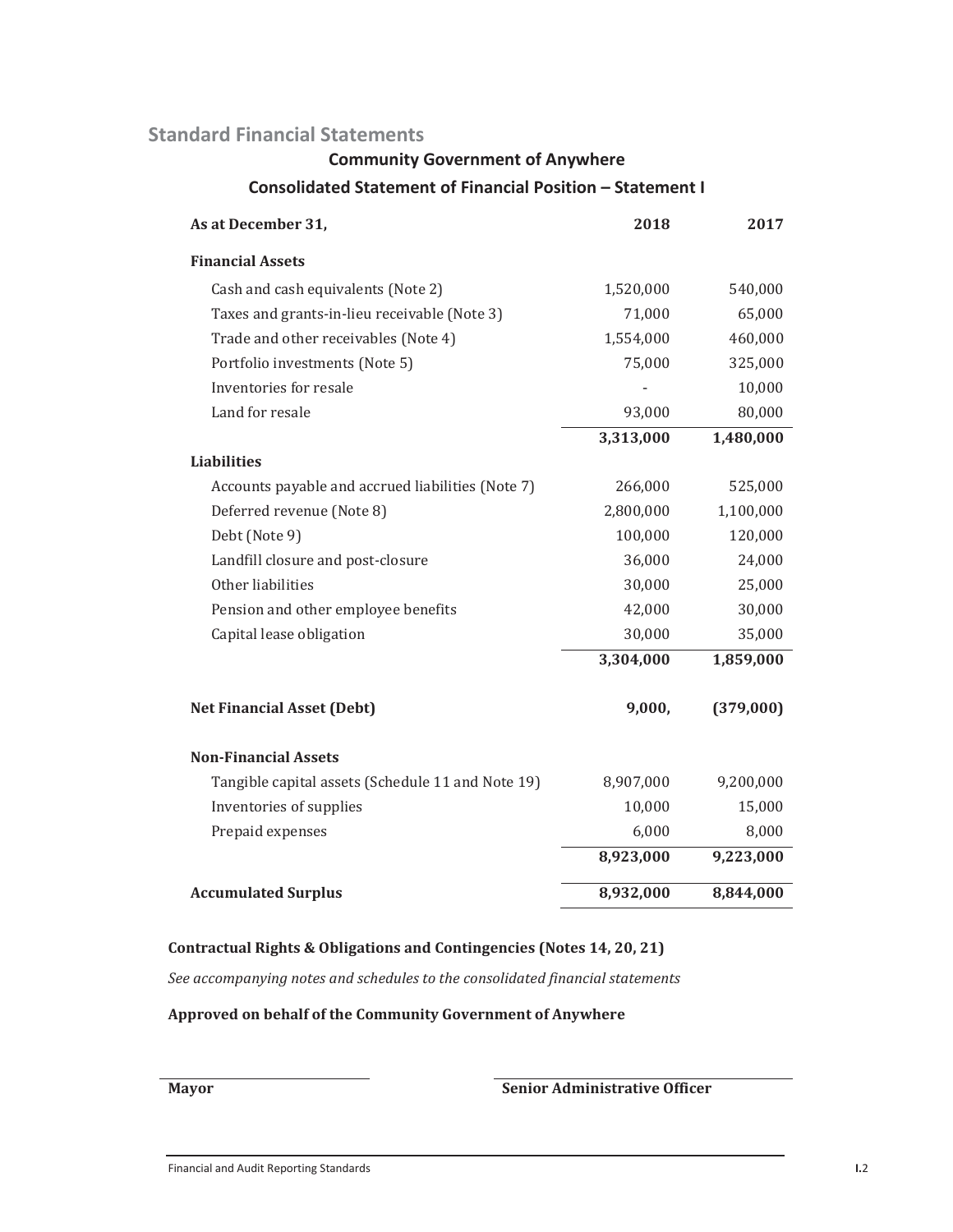## Standard Financial Statements

### Community Government of Anywhere

### Consolidated Statement of Financial Position – Statement I

| As at December 31, | 2018 | 2017 |
|---|---|---|
| **Financial Assets** | | |
| Cash and cash equivalents (Note 2) | 1,520,000 | 540,000 |
| Taxes and grants-in-lieu receivable (Note 3) | 71,000 | 65,000 |
| Trade and other receivables (Note 4) | 1,554,000 | 460,000 |
| Portfolio investments (Note 5) | 75,000 | 325,000 |
| Inventories for resale | - | 10,000 |
| Land for resale | 93,000 | 80,000 |
| | **3,313,000** | **1,480,000** |
| **Liabilities** | | |
| Accounts payable and accrued liabilities (Note 7) | 266,000 | 525,000 |
| Deferred revenue (Note 8) | 2,800,000 | 1,100,000 |
| Debt (Note 9) | 100,000 | 120,000 |
| Landfill closure and post-closure | 36,000 | 24,000 |
| Other liabilities | 30,000 | 25,000 |
| Pension and other employee benefits | 42,000 | 30,000 |
| Capital lease obligation | 30,000 | 35,000 |
| | **3,304,000** | **1,859,000** |
| **Net Financial Asset (Debt)** | **9,000,** | **(379,000)** |
| **Non-Financial Assets** | | |
| Tangible capital assets (Schedule 11 and Note 19) | 8,907,000 | 9,200,000 |
| Inventories of supplies | 10,000 | 15,000 |
| Prepaid expenses | 6,000 | 8,000 |
| | **8,923,000** | **9,223,000** |
| **Accumulated Surplus** | **8,932,000** | **8,844,000** |

**Contractual Rights & Obligations and Contingencies (Notes 14, 20, 21)**

*See accompanying notes and schedules to the consolidated financial statements*

**Approved on behalf of the Community Government of Anywhere**

**Mayor**

**Senior Administrative Officer**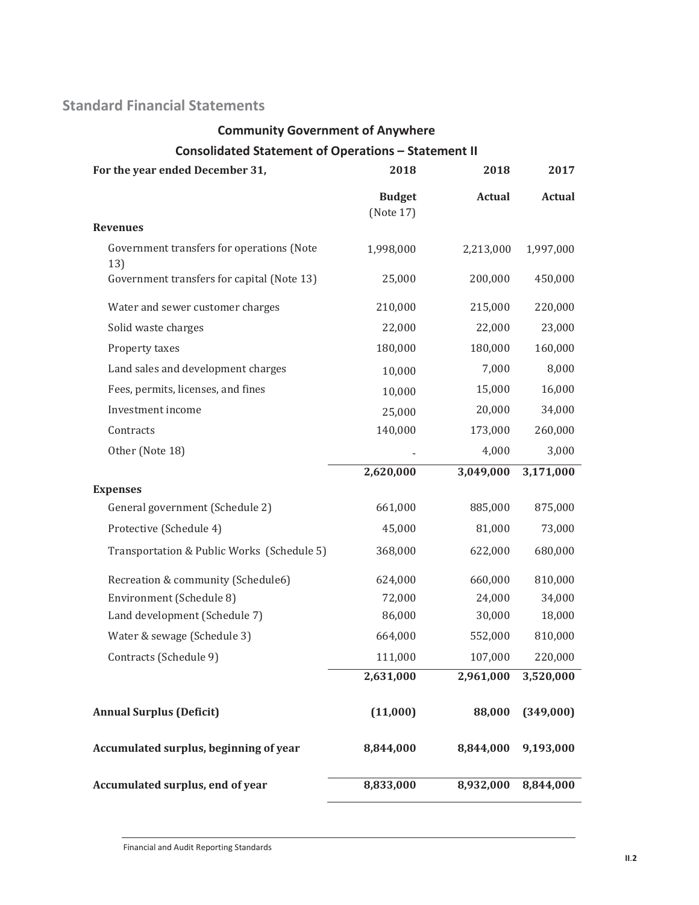## Standard Financial Statements

### Community Government of Anywhere

### Consolidated Statement of Operations – Statement II

| For the year ended December 31, | 2018<br>Budget<br>(Note 17) | 2018<br>Actual | 2017<br>Actual |
|---|---|---|---|
| **Revenues** | | | |
| Government transfers for operations (Note 13) | 1,998,000 | 2,213,000 | 1,997,000 |
| Government transfers for capital (Note 13) | 25,000 | 200,000 | 450,000 |
| Water and sewer customer charges | 210,000 | 215,000 | 220,000 |
| Solid waste charges | 22,000 | 22,000 | 23,000 |
| Property taxes | 180,000 | 180,000 | 160,000 |
| Land sales and development charges | 10,000 | 7,000 | 8,000 |
| Fees, permits, licenses, and fines | 10,000 | 15,000 | 16,000 |
| Investment income | 25,000 | 20,000 | 34,000 |
| Contracts | 140,000 | 173,000 | 260,000 |
| Other (Note 18) | - | 4,000 | 3,000 |
| | **2,620,000** | **3,049,000** | **3,171,000** |
| **Expenses** | | | |
| General government (Schedule 2) | 661,000 | 885,000 | 875,000 |
| Protective (Schedule 4) | 45,000 | 81,000 | 73,000 |
| Transportation & Public Works (Schedule 5) | 368,000 | 622,000 | 680,000 |
| Recreation & community (Schedule6) | 624,000 | 660,000 | 810,000 |
| Environment (Schedule 8) | 72,000 | 24,000 | 34,000 |
| Land development (Schedule 7) | 86,000 | 30,000 | 18,000 |
| Water & sewage (Schedule 3) | 664,000 | 552,000 | 810,000 |
| Contracts (Schedule 9) | 111,000 | 107,000 | 220,000 |
| | **2,631,000** | **2,961,000** | **3,520,000** |
| **Annual Surplus (Deficit)** | **(11,000)** | **88,000** | **(349,000)** |
| **Accumulated surplus, beginning of year** | **8,844,000** | **8,844,000** | **9,193,000** |
| **Accumulated surplus, end of year** | **8,833,000** | **8,932,000** | **8,844,000** |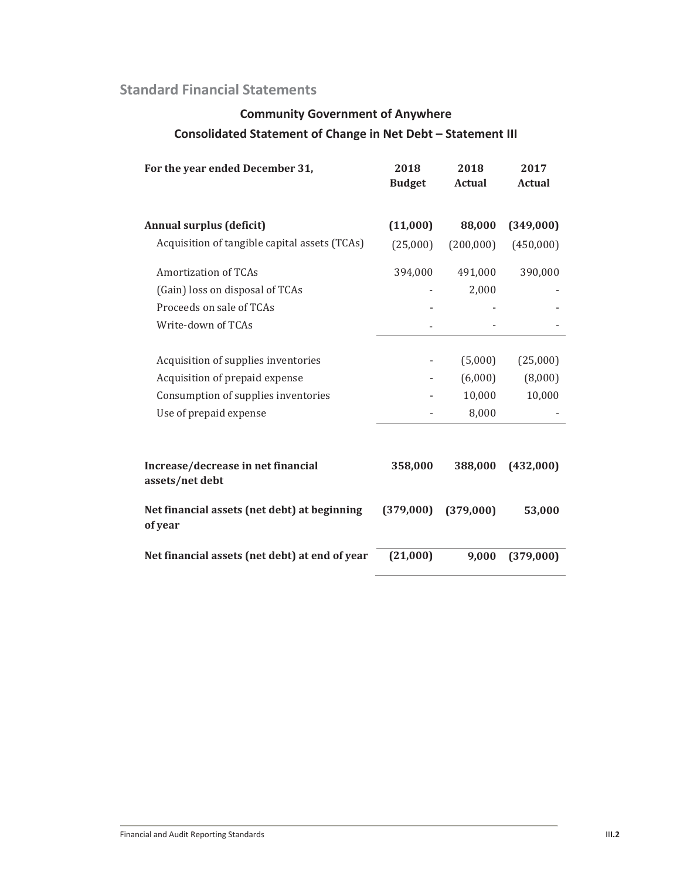## Standard Financial Statements

### Community Government of Anywhere

### Consolidated Statement of Change in Net Debt – Statement III

| For the year ended December 31, | 2018 Budget | 2018 Actual | 2017 Actual |
|---|---|---|---|
| **Annual surplus (deficit)** | **(11,000)** | **88,000** | **(349,000)** |
| Acquisition of tangible capital assets (TCAs) | (25,000) | (200,000) | (450,000) |
| Amortization of TCAs | 394,000 | 491,000 | 390,000 |
| (Gain) loss on disposal of TCAs | - | 2,000 | - |
| Proceeds on sale of TCAs | - | - | - |
| Write-down of TCAs | - | - | - |
| Acquisition of supplies inventories | - | (5,000) | (25,000) |
| Acquisition of prepaid expense | - | (6,000) | (8,000) |
| Consumption of supplies inventories | - | 10,000 | 10,000 |
| Use of prepaid expense | - | 8,000 | - |
| **Increase/decrease in net financial assets/net debt** | **358,000** | **388,000** | **(432,000)** |
| **Net financial assets (net debt) at beginning of year** | **(379,000)** | **(379,000)** | **53,000** |
| **Net financial assets (net debt) at end of year** | **(21,000)** | **9,000** | **(379,000)** |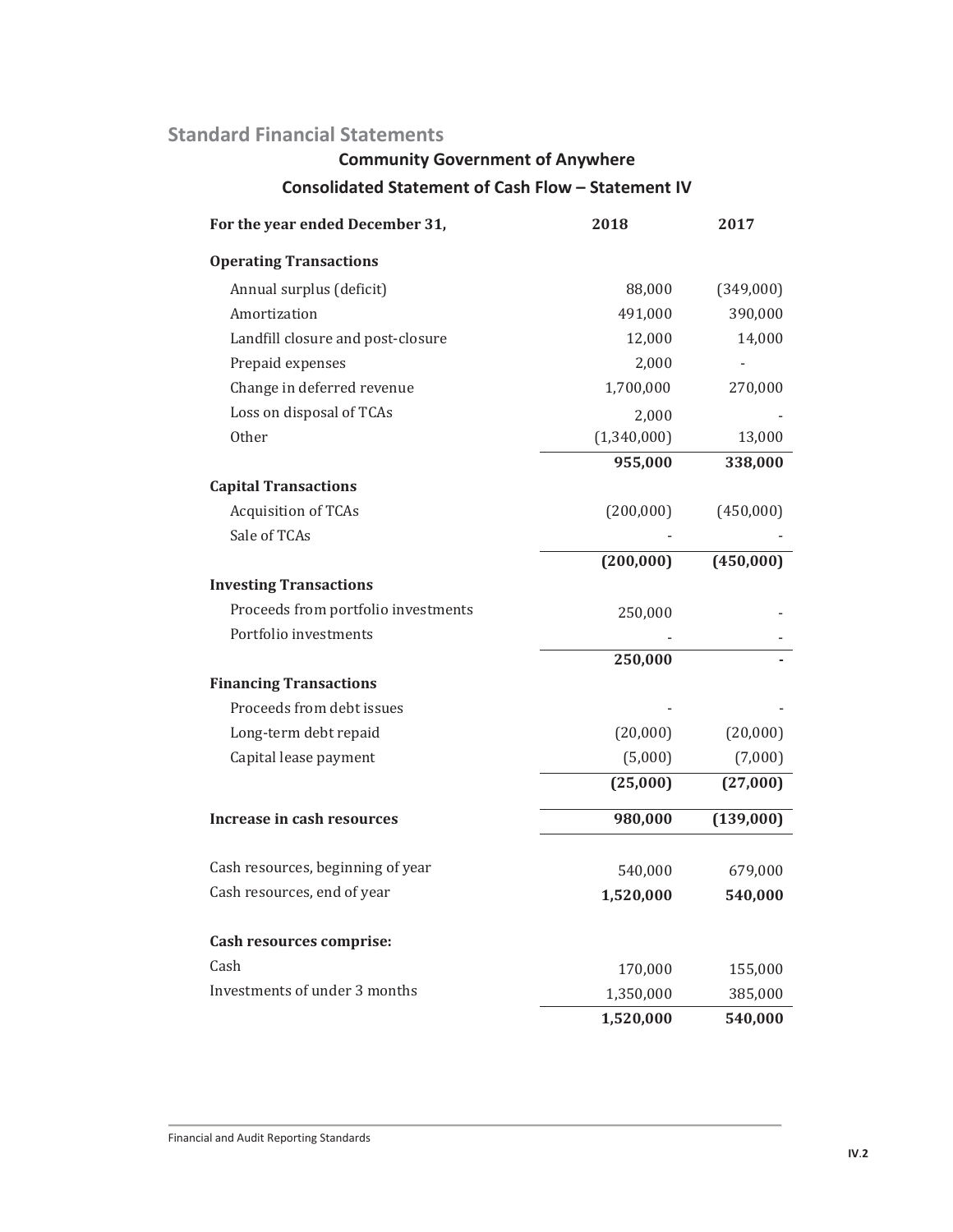## Standard Financial Statements

### Community Government of Anywhere

### Consolidated Statement of Cash Flow – Statement IV

| For the year ended December 31, | 2018 | 2017 |
|---|---|---|
| **Operating Transactions** | | |
| Annual surplus (deficit) | 88,000 | (349,000) |
| Amortization | 491,000 | 390,000 |
| Landfill closure and post-closure | 12,000 | 14,000 |
| Prepaid expenses | 2,000 | - |
| Change in deferred revenue | 1,700,000 | 270,000 |
| Loss on disposal of TCAs | 2,000 | - |
| Other | (1,340,000) | 13,000 |
| | **955,000** | **338,000** |
| **Capital Transactions** | | |
| Acquisition of TCAs | (200,000) | (450,000) |
| Sale of TCAs | - | - |
| | **(200,000)** | **(450,000)** |
| **Investing Transactions** | | |
| Proceeds from portfolio investments | 250,000 | - |
| Portfolio investments | - | - |
| | **250,000** | **-** |
| **Financing Transactions** | | |
| Proceeds from debt issues | - | - |
| Long-term debt repaid | (20,000) | (20,000) |
| Capital lease payment | (5,000) | (7,000) |
| | **(25,000)** | **(27,000)** |
| **Increase in cash resources** | **980,000** | **(139,000)** |
| Cash resources, beginning of year | 540,000 | 679,000 |
| Cash resources, end of year | **1,520,000** | **540,000** |
| **Cash resources comprise:** | | |
| Cash | 170,000 | 155,000 |
| Investments of under 3 months | 1,350,000 | 385,000 |
| | **1,520,000** | **540,000** |